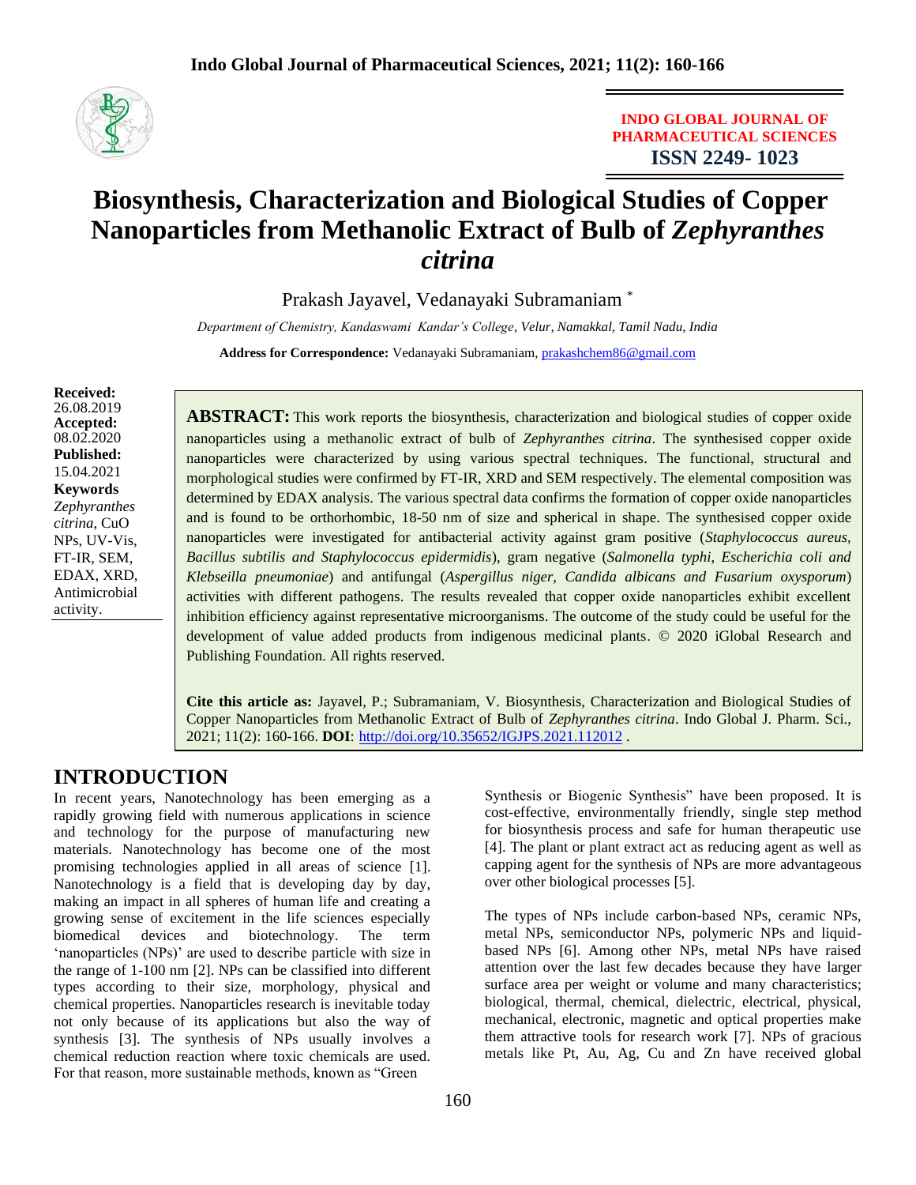**INDO GLOBAL JOURNAL OF PHARMACEUTICAL SCIENCES**
**ISSN 2249- 1023**

# Biosynthesis, Characterization and Biological Studies of Copper Nanoparticles from Methanolic Extract of Bulb of *Zephyranthes citrina*

Prakash Jayavel, Vedanayaki Subramaniam [*]

*Department of Chemistry, Kandaswami Kandar's College, Velur, Namakkal, Tamil Nadu, India*

**Address for Correspondence:** Vedanayaki Subramaniam, prakashchem86@gmail.com

**Received:** 26.08.2019
**Accepted:** 08.02.2020
**Published:** 15.04.2021
**Keywords**
*Zephyranthes citrina*, CuO NPs, UV-Vis, FT-IR, SEM, EDAX, XRD, Antimicrobial activity.

**ABSTRACT:** This work reports the biosynthesis, characterization and biological studies of copper oxide nanoparticles using a methanolic extract of bulb of *Zephyranthes citrina*. The synthesised copper oxide nanoparticles were characterized by using various spectral techniques. The functional, structural and morphological studies were confirmed by FT-IR, XRD and SEM respectively. The elemental composition was determined by EDAX analysis. The various spectral data confirms the formation of copper oxide nanoparticles and is found to be orthorhombic, 18-50 nm of size and spherical in shape. The synthesised copper oxide nanoparticles were investigated for antibacterial activity against gram positive (*Staphylococcus aureus, Bacillus subtilis and Staphylococcus epidermidis*), gram negative (*Salmonella typhi, Escherichia coli and Klebseilla pneumoniae*) and antifungal (*Aspergillus niger, Candida albicans and Fusarium oxysporum*) activities with different pathogens. The results revealed that copper oxide nanoparticles exhibit excellent inhibition efficiency against representative microorganisms. The outcome of the study could be useful for the development of value added products from indigenous medicinal plants. © 2020 iGlobal Research and Publishing Foundation. All rights reserved.

**Cite this article as:** Jayavel, P.; Subramaniam, V. Biosynthesis, Characterization and Biological Studies of Copper Nanoparticles from Methanolic Extract of Bulb of *Zephyranthes citrina*. Indo Global J. Pharm. Sci., 2021; 11(2): 160-166. **DOI**: http://doi.org/10.35652/IGJPS.2021.112012 .

## INTRODUCTION

In recent years, Nanotechnology has been emerging as a rapidly growing field with numerous applications in science and technology for the purpose of manufacturing new materials. Nanotechnology has become one of the most promising technologies applied in all areas of science [1]. Nanotechnology is a field that is developing day by day, making an impact in all spheres of human life and creating a growing sense of excitement in the life sciences especially biomedical devices and biotechnology. The term 'nanoparticles (NPs)' are used to describe particle with size in the range of 1-100 nm [2]. NPs can be classified into different types according to their size, morphology, physical and chemical properties. Nanoparticles research is inevitable today not only because of its applications but also the way of synthesis [3]. The synthesis of NPs usually involves a chemical reduction reaction where toxic chemicals are used. For that reason, more sustainable methods, known as "Green Synthesis or Biogenic Synthesis" have been proposed. It is cost-effective, environmentally friendly, single step method for biosynthesis process and safe for human therapeutic use [4]. The plant or plant extract act as reducing agent as well as capping agent for the synthesis of NPs are more advantageous over other biological processes [5].

The types of NPs include carbon-based NPs, ceramic NPs, metal NPs, semiconductor NPs, polymeric NPs and liquid-based NPs [6]. Among other NPs, metal NPs have raised attention over the last few decades because they have larger surface area per weight or volume and many characteristics; biological, thermal, chemical, dielectric, electrical, physical, mechanical, electronic, magnetic and optical properties make them attractive tools for research work [7]. NPs of gracious metals like Pt, Au, Ag, Cu and Zn have received global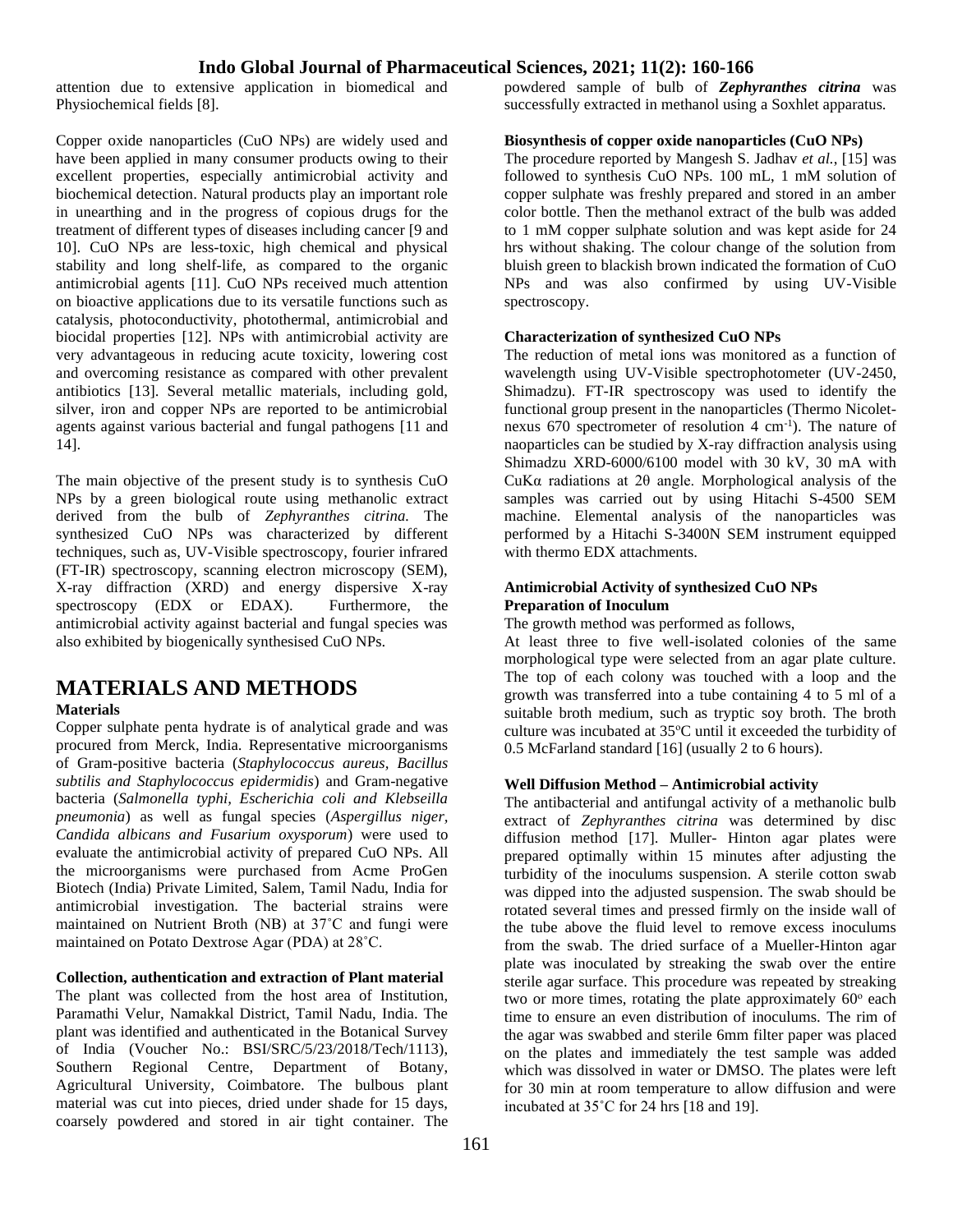attention due to extensive application in biomedical and Physiochemical fields [8].

Copper oxide nanoparticles (CuO NPs) are widely used and have been applied in many consumer products owing to their excellent properties, especially antimicrobial activity and biochemical detection. Natural products play an important role in unearthing and in the progress of copious drugs for the treatment of different types of diseases including cancer [9 and 10]. CuO NPs are less-toxic, high chemical and physical stability and long shelf-life, as compared to the organic antimicrobial agents [11]. CuO NPs received much attention on bioactive applications due to its versatile functions such as catalysis, photoconductivity, photothermal, antimicrobial and biocidal properties [12]. NPs with antimicrobial activity are very advantageous in reducing acute toxicity, lowering cost and overcoming resistance as compared with other prevalent antibiotics [13]. Several metallic materials, including gold, silver, iron and copper NPs are reported to be antimicrobial agents against various bacterial and fungal pathogens [11 and 14].

The main objective of the present study is to synthesis CuO NPs by a green biological route using methanolic extract derived from the bulb of *Zephyranthes citrina.* The synthesized CuO NPs was characterized by different techniques, such as, UV-Visible spectroscopy, fourier infrared (FT-IR) spectroscopy, scanning electron microscopy (SEM), X-ray diffraction (XRD) and energy dispersive X-ray spectroscopy (EDX or EDAX). Furthermore, the antimicrobial activity against bacterial and fungal species was also exhibited by biogenically synthesised CuO NPs.

# MATERIALS AND METHODS

### Materials

Copper sulphate penta hydrate is of analytical grade and was procured from Merck, India. Representative microorganisms of Gram-positive bacteria (*Staphylococcus aureus, Bacillus subtilis and Staphylococcus epidermidis*) and Gram-negative bacteria (*Salmonella typhi, Escherichia coli and Klebseilla pneumonia*) as well as fungal species (*Aspergillus niger, Candida albicans and Fusarium oxysporum*) were used to evaluate the antimicrobial activity of prepared CuO NPs. All the microorganisms were purchased from Acme ProGen Biotech (India) Private Limited, Salem, Tamil Nadu, India for antimicrobial investigation. The bacterial strains were maintained on Nutrient Broth (NB) at 37˚C and fungi were maintained on Potato Dextrose Agar (PDA) at 28˚C.

### Collection, authentication and extraction of Plant material

The plant was collected from the host area of Institution, Paramathi Velur, Namakkal District, Tamil Nadu, India. The plant was identified and authenticated in the Botanical Survey of India (Voucher No.: BSI/SRC/5/23/2018/Tech/1113), Southern Regional Centre, Department of Botany, Agricultural University, Coimbatore. The bulbous plant material was cut into pieces, dried under shade for 15 days, coarsely powdered and stored in air tight container. The powdered sample of bulb of ***Zephyranthes citrina*** was successfully extracted in methanol using a Soxhlet apparatus.

### Biosynthesis of copper oxide nanoparticles (CuO NPs)

The procedure reported by Mangesh S. Jadhav *et al.*, [15] was followed to synthesis CuO NPs. 100 mL, 1 mM solution of copper sulphate was freshly prepared and stored in an amber color bottle. Then the methanol extract of the bulb was added to 1 mM copper sulphate solution and was kept aside for 24 hrs without shaking. The colour change of the solution from bluish green to blackish brown indicated the formation of CuO NPs and was also confirmed by using UV-Visible spectroscopy.

### Characterization of synthesized CuO NPs

The reduction of metal ions was monitored as a function of wavelength using UV-Visible spectrophotometer (UV-2450, Shimadzu). FT-IR spectroscopy was used to identify the functional group present in the nanoparticles (Thermo Nicolet-nexus 670 spectrometer of resolution 4 $cm^{-1}$). The nature of naoparticles can be studied by X-ray diffraction analysis using Shimadzu XRD-6000/6100 model with 30 kV, 30 mA with CuKα radiations at 2θ angle. Morphological analysis of the samples was carried out by using Hitachi S-4500 SEM machine. Elemental analysis of the nanoparticles was performed by a Hitachi S-3400N SEM instrument equipped with thermo EDX attachments.

### Antimicrobial Activity of synthesized CuO NPs

### Preparation of Inoculum

The growth method was performed as follows,

At least three to five well-isolated colonies of the same morphological type were selected from an agar plate culture. The top of each colony was touched with a loop and the growth was transferred into a tube containing 4 to 5 ml of a suitable broth medium, such as tryptic soy broth. The broth culture was incubated at 35ºC until it exceeded the turbidity of 0.5 McFarland standard [16] (usually 2 to 6 hours).

### Well Diffusion Method – Antimicrobial activity

The antibacterial and antifungal activity of a methanolic bulb extract of *Zephyranthes citrina* was determined by disc diffusion method [17]. Muller- Hinton agar plates were prepared optimally within 15 minutes after adjusting the turbidity of the inoculums suspension. A sterile cotton swab was dipped into the adjusted suspension. The swab should be rotated several times and pressed firmly on the inside wall of the tube above the fluid level to remove excess inoculums from the swab. The dried surface of a Mueller-Hinton agar plate was inoculated by streaking the swab over the entire sterile agar surface. This procedure was repeated by streaking two or more times, rotating the plate approximately 60º each time to ensure an even distribution of inoculums. The rim of the agar was swabbed and sterile 6mm filter paper was placed on the plates and immediately the test sample was added which was dissolved in water or DMSO. The plates were left for 30 min at room temperature to allow diffusion and were incubated at 35˚C for 24 hrs [18 and 19].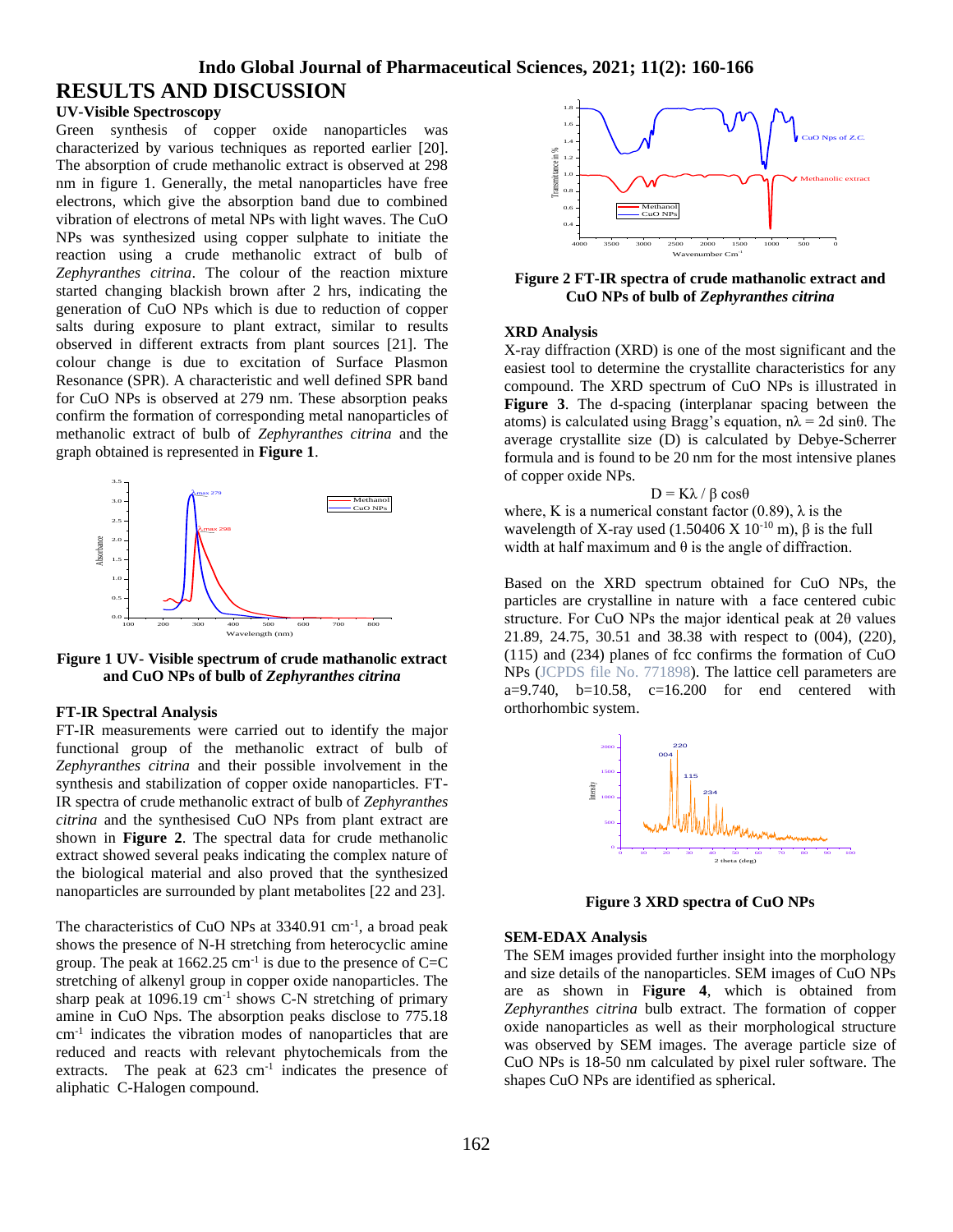# RESULTS AND DISCUSSION

## UV-Visible Spectroscopy

Green synthesis of copper oxide nanoparticles was characterized by various techniques as reported earlier [20]. The absorption of crude methanolic extract is observed at 298 nm in figure 1. Generally, the metal nanoparticles have free electrons, which give the absorption band due to combined vibration of electrons of metal NPs with light waves. The CuO NPs was synthesized using copper sulphate to initiate the reaction using a crude methanolic extract of bulb of *Zephyranthes citrina*. The colour of the reaction mixture started changing blackish brown after 2 hrs, indicating the generation of CuO NPs which is due to reduction of copper salts during exposure to plant extract, similar to results observed in different extracts from plant sources [21]. The colour change is due to excitation of Surface Plasmon Resonance (SPR). A characteristic and well defined SPR band for CuO NPs is observed at 279 nm. These absorption peaks confirm the formation of corresponding metal nanoparticles of methanolic extract of bulb of *Zephyranthes citrina* and the graph obtained is represented in **Figure 1**.

**Figure 1 UV- Visible spectrum of crude mathanolic extract and CuO NPs of bulb of *Zephyranthes citrina***

## FT-IR Spectral Analysis

FT-IR measurements were carried out to identify the major functional group of the methanolic extract of bulb of *Zephyranthes citrina* and their possible involvement in the synthesis and stabilization of copper oxide nanoparticles. FT-IR spectra of crude methanolic extract of bulb of *Zephyranthes citrina* and the synthesised CuO NPs from plant extract are shown in **Figure 2**. The spectral data for crude methanolic extract showed several peaks indicating the complex nature of the biological material and also proved that the synthesized nanoparticles are surrounded by plant metabolites [22 and 23].

The characteristics of CuO NPs at 3340.91 $cm^{-1}$, a broad peak shows the presence of N-H stretching from heterocyclic amine group. The peak at 1662.25 $cm^{-1}$ is due to the presence of C=C stretching of alkenyl group in copper oxide nanoparticles. The sharp peak at 1096.19 $cm^{-1}$ shows C-N stretching of primary amine in CuO Nps. The absorption peaks disclose to 775.18 $cm^{-1}$ indicates the vibration modes of nanoparticles that are reduced and reacts with relevant phytochemicals from the extracts. The peak at 623 $cm^{-1}$ indicates the presence of aliphatic C-Halogen compound.

**Figure 2 FT-IR spectra of crude mathanolic extract and CuO NPs of bulb of *Zephyranthes citrina***

## XRD Analysis

X-ray diffraction (XRD) is one of the most significant and the easiest tool to determine the crystallite characteristics for any compound. The XRD spectrum of CuO NPs is illustrated in **Figure 3**. The d-spacing (interplanar spacing between the atoms) is calculated using Bragg's equation, $n\lambda = 2d \sin\theta$. The average crystallite size (D) is calculated by Debye-Scherrer formula and is found to be 20 nm for the most intensive planes of copper oxide NPs.

$$D = K\lambda / \beta \cos\theta$$

where, K is a numerical constant factor (0.89), $\lambda$ is the wavelength of X-ray used ($1.50406 \times 10^{-10}$ m), $\beta$ is the full width at half maximum and $\theta$ is the angle of diffraction.

Based on the XRD spectrum obtained for CuO NPs, the particles are crystalline in nature with a face centered cubic structure. For CuO NPs the major identical peak at $2\theta$ values 21.89, 24.75, 30.51 and 38.38 with respect to (004), (220), (115) and (234) planes of fcc confirms the formation of CuO NPs (JCPDS file No. 771898). The lattice cell parameters are a=9.740, b=10.58, c=16.200 for end centered with orthorhombic system.

**Figure 3 XRD spectra of CuO NPs**

## SEM-EDAX Analysis

The SEM images provided further insight into the morphology and size details of the nanoparticles. SEM images of CuO NPs are as shown in **Figure 4**, which is obtained from *Zephyranthes citrina* bulb extract. The formation of copper oxide nanoparticles as well as their morphological structure was observed by SEM images. The average particle size of CuO NPs is 18-50 nm calculated by pixel ruler software. The shapes CuO NPs are identified as spherical.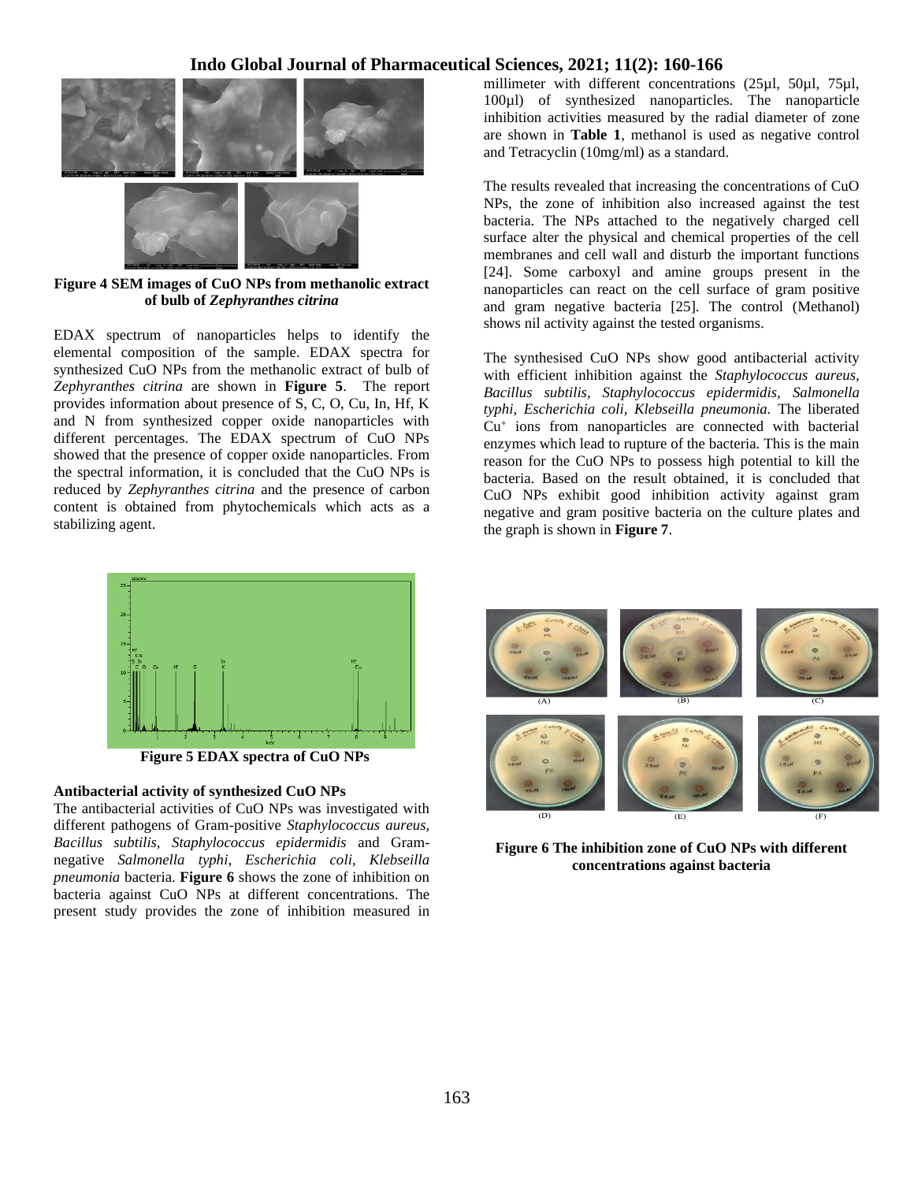Figure 4 SEM images of CuO NPs from methanolic extract of bulb of *Zephyranthes citrina*

EDAX spectrum of nanoparticles helps to identify the elemental composition of the sample. EDAX spectra for synthesized CuO NPs from the methanolic extract of bulb of *Zephyranthes citrina* are shown in **Figure 5**. The report provides information about presence of S, C, O, Cu, In, Hf, K and N from synthesized copper oxide nanoparticles with different percentages. The EDAX spectrum of CuO NPs showed that the presence of copper oxide nanoparticles. From the spectral information, it is concluded that the CuO NPs is reduced by *Zephyranthes citrina* and the presence of carbon content is obtained from phytochemicals which acts as a stabilizing agent.

**Figure 5 EDAX spectra of CuO NPs**

### Antibacterial activity of synthesized CuO NPs

The antibacterial activities of CuO NPs was investigated with different pathogens of Gram-positive *Staphylococcus aureus, Bacillus subtilis, Staphylococcus epidermidis* and Gram-negative *Salmonella typhi, Escherichia coli, Klebseilla pneumonia* bacteria. **Figure 6** shows the zone of inhibition on bacteria against CuO NPs at different concentrations. The present study provides the zone of inhibition measured in millimeter with different concentrations (25µl, 50µl, 75µl, 100µl) of synthesized nanoparticles. The nanoparticle inhibition activities measured by the radial diameter of zone are shown in **Table 1**, methanol is used as negative control and Tetracyclin (10mg/ml) as a standard.

The results revealed that increasing the concentrations of CuO NPs, the zone of inhibition also increased against the test bacteria. The NPs attached to the negatively charged cell surface alter the physical and chemical properties of the cell membranes and cell wall and disturb the important functions [24]. Some carboxyl and amine groups present in the nanoparticles can react on the cell surface of gram positive and gram negative bacteria [25]. The control (Methanol) shows nil activity against the tested organisms.

The synthesised CuO NPs show good antibacterial activity with efficient inhibition against the *Staphylococcus aureus, Bacillus subtilis, Staphylococcus epidermidis, Salmonella typhi, Escherichia coli, Klebseilla pneumonia.* The liberated $Cu^{+}$ ions from nanoparticles are connected with bacterial enzymes which lead to rupture of the bacteria. This is the main reason for the CuO NPs to possess high potential to kill the bacteria. Based on the result obtained, it is concluded that CuO NPs exhibit good inhibition activity against gram negative and gram positive bacteria on the culture plates and the graph is shown in **Figure 7**.

**Figure 6 The inhibition zone of CuO NPs with different concentrations against bacteria**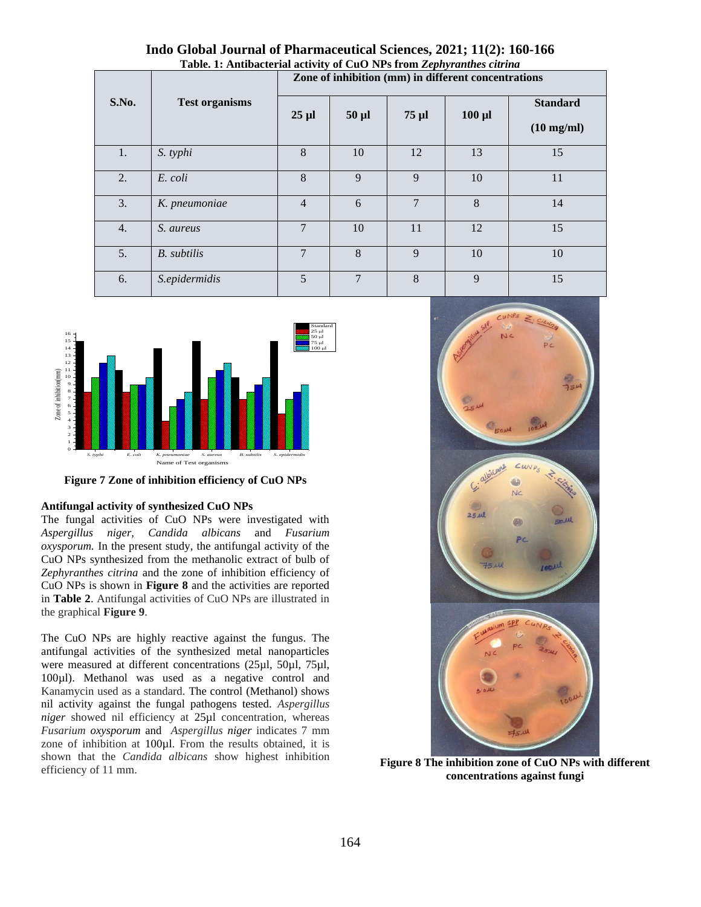**Table. 1: Antibacterial activity of CuO NPs from *Zephyranthes citrina***

| S.No. | Test organisms | Zone of inhibition (mm) in different concentrations | | | | |
|---|---|---|---|---|---|---|
| | | 25 µl | 50 µl | 75 µl | 100 µl | Standard (10 mg/ml) |
| 1. | *S. typhi* | 8 | 10 | 12 | 13 | 15 |
| 2. | *E. coli* | 8 | 9 | 9 | 10 | 11 |
| 3. | *K. pneumoniae* | 4 | 6 | 7 | 8 | 14 |
| 4. | *S. aureus* | 7 | 10 | 11 | 12 | 15 |
| 5. | *B. subtilis* | 7 | 8 | 9 | 10 | 10 |
| 6. | *S.epidermidis* | 5 | 7 | 8 | 9 | 15 |

**Figure 7 Zone of inhibition efficiency of CuO NPs**

**Antifungal activity of synthesized CuO NPs**

The fungal activities of CuO NPs were investigated with *Aspergillus niger, Candida albicans* and *Fusarium oxysporum.* In the present study, the antifungal activity of the CuO NPs synthesized from the methanolic extract of bulb of *Zephyranthes citrina* and the zone of inhibition efficiency of CuO NPs is shown in **Figure 8** and the activities are reported in **Table 2**. Antifungal activities of CuO NPs are illustrated in the graphical **Figure 9**.

The CuO NPs are highly reactive against the fungus. The antifungal activities of the synthesized metal nanoparticles were measured at different concentrations (25µl, 50µl, 75µl, 100µl). Methanol was used as a negative control and Kanamycin used as a standard. The control (Methanol) shows nil activity against the fungal pathogens tested. *Aspergillus niger* showed nil efficiency at 25µl concentration, whereas *Fusarium oxysporum* and *Aspergillus niger* indicates 7 mm zone of inhibition at 100µl. From the results obtained, it is shown that the *Candida albicans* show highest inhibition efficiency of 11 mm.

**Figure 8 The inhibition zone of CuO NPs with different concentrations against fungi**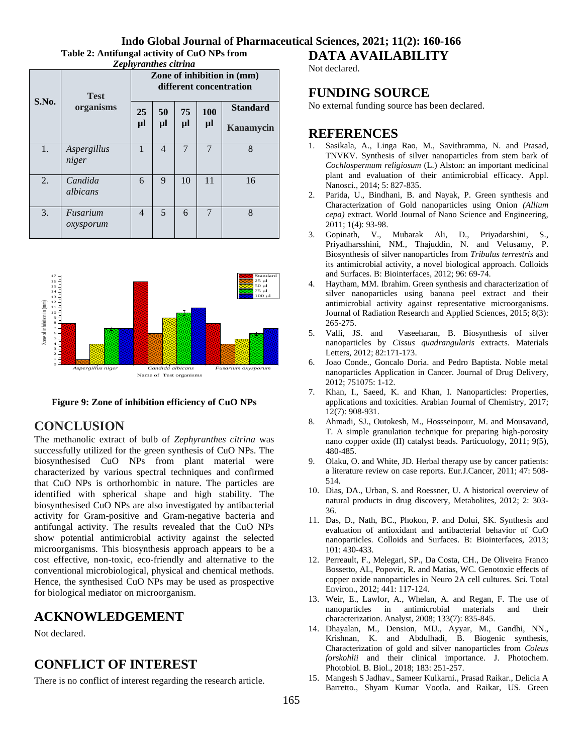**Table 2: Antifungal activity of CuO NPs from *Zephyranthes citrina***

| S.No. | Test organisms | Zone of inhibition in (mm) different concentration | | | | |
|---|---|---|---|---|---|---|
| | | 25 µl | 50 µl | 75 µl | 100 µl | Standard Kanamycin |
| 1. | *Aspergillus niger* | 1 | 4 | 7 | 7 | 8 |
| 2. | *Candida albicans* | 6 | 9 | 10 | 11 | 16 |
| 3. | *Fusarium oxysporum* | 4 | 5 | 6 | 7 | 8 |

**Figure 9: Zone of inhibition efficiency of CuO NPs**

## CONCLUSION

The methanolic extract of bulb of *Zephyranthes citrina* was successfully utilized for the green synthesis of CuO NPs. The biosynthesised CuO NPs from plant material were characterized by various spectral techniques and confirmed that CuO NPs is orthorhombic in nature. The particles are identified with spherical shape and high stability. The biosynthesised CuO NPs are also investigated by antibacterial activity for Gram-positive and Gram-negative bacteria and antifungal activity. The results revealed that the CuO NPs show potential antimicrobial activity against the selected microorganisms. This biosynthesis approach appears to be a cost effective, non-toxic, eco-friendly and alternative to the conventional microbiological, physical and chemical methods. Hence, the synthesised CuO NPs may be used as prospective for biological mediator on microorganism.

## ACKNOWLEDGEMENT

Not declared.

## CONFLICT OF INTEREST

There is no conflict of interest regarding the research article.

## DATA AVAILABILITY

Not declared.

## FUNDING SOURCE

No external funding source has been declared.

## REFERENCES

1. Sasikala, A., Linga Rao, M., Savithramma, N. and Prasad, TNVKV. Synthesis of silver nanoparticles from stem bark of *Cochlospermum religiosum* (L.) Alston: an important medicinal plant and evaluation of their antimicrobial efficacy. Appl. Nanosci., 2014; 5: 827-835.
2. Parida, U., Bindhani, B. and Nayak, P. Green synthesis and Characterization of Gold nanoparticles using Onion *(Allium cepa)* extract. World Journal of Nano Science and Engineering, 2011; 1(4): 93-98.
3. Gopinath, V., Mubarak Ali, D., Priyadarshini, S., Priyadharsshini, NM., Thajuddin, N. and Velusamy, P. Biosynthesis of silver nanoparticles from *Tribulus terrestris* and its antimicrobial activity, a novel biological approach. Colloids and Surfaces. B: Biointerfaces, 2012; 96: 69-74.
4. Haytham, MM. Ibrahim. Green synthesis and characterization of silver nanoparticles using banana peel extract and their antimicrobial activity against representative microorganisms. Journal of Radiation Research and Applied Sciences, 2015; 8(3): 265-275.
5. Valli, JS. and Vaseeharan, B. Biosynthesis of silver nanoparticles by *Cissus quadrangularis* extracts. Materials Letters, 2012; 82:171-173.
6. Joao Conde., Goncalo Doria. and Pedro Baptista. Noble metal nanoparticles Application in Cancer. Journal of Drug Delivery, 2012; 751075: 1-12.
7. Khan, I., Saeed, K. and Khan, I. Nanoparticles: Properties, applications and toxicities. Arabian Journal of Chemistry, 2017; 12(7): 908-931.
8. Ahmadi, SJ., Outokesh, M., Hossseinpour, M. and Mousavand, T. A simple granulation technique for preparing high-porosity nano copper oxide (II) catalyst beads. Particuology, 2011; 9(5), 480-485.
9. Olaku, O. and White, JD. Herbal therapy use by cancer patients: a literature review on case reports. Eur.J.Cancer, 2011; 47: 508-514.
10. Dias, DA., Urban, S. and Roessner, U. A historical overview of natural products in drug discovery, Metabolites, 2012; 2: 303-36.
11. Das, D., Nath, BC., Phokon, P. and Dolui, SK. Synthesis and evaluation of antioxidant and antibacterial behavior of CuO nanoparticles. Colloids and Surfaces. B: Biointerfaces, 2013; 101: 430-433.
12. Perreault, F., Melegari, SP., Da Costa, CH., De Oliveira Franco Bossetto, AL, Popovic, R. and Matias, WC. Genotoxic effects of copper oxide nanoparticles in Neuro 2A cell cultures. Sci. Total Environ., 2012; 441: 117-124.
13. Weir, E., Lawlor, A., Whelan, A. and Regan, F. The use of nanoparticles in antimicrobial materials and their characterization. Analyst, 2008; 133(7): 835-845.
14. Dhayalan, M., Dension, MIJ., Ayyar, M., Gandhi, NN., Krishnan, K. and Abdulhadi, B. Biogenic synthesis, Characterization of gold and silver nanoparticles from *Coleus forskohlii* and their clinical importance. J. Photochem. Photobiol. B. Biol., 2018; 183: 251-257.
15. Mangesh S Jadhav., Sameer Kulkarni., Prasad Raikar., Delicia A Barretto., Shyam Kumar Vootla. and Raikar, US. Green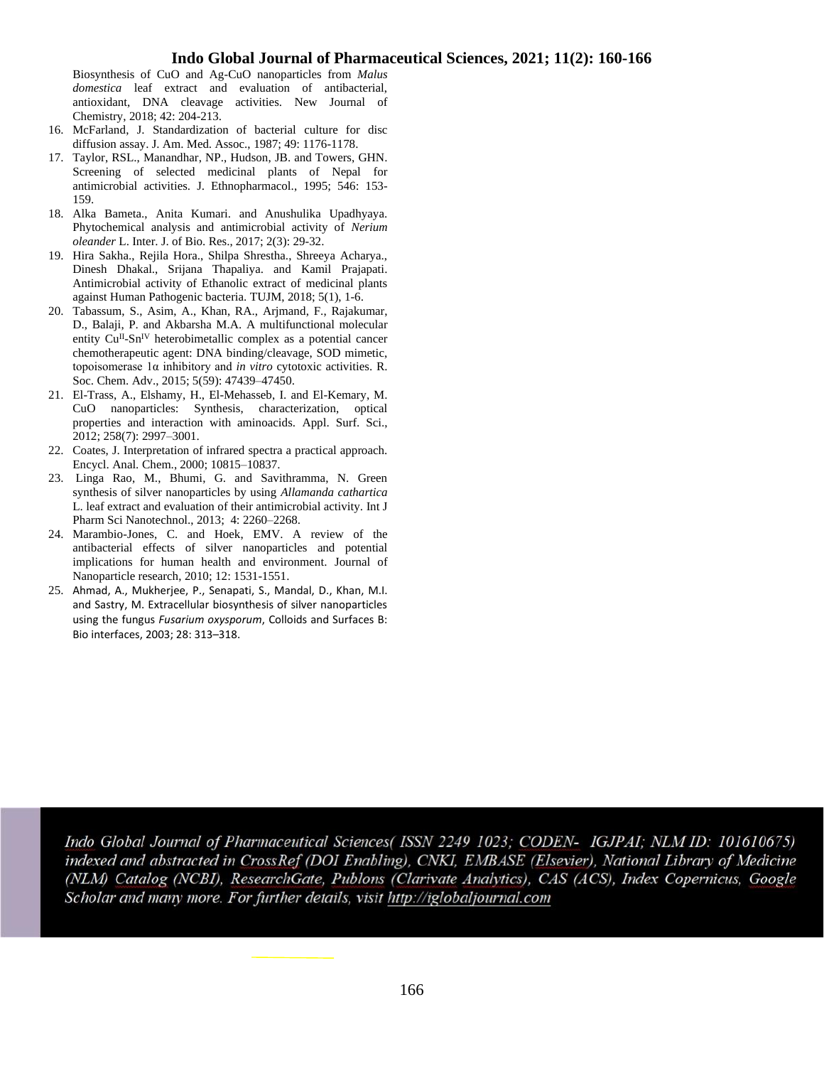Biosynthesis of CuO and Ag-CuO nanoparticles from *Malus domestica* leaf extract and evaluation of antibacterial, antioxidant, DNA cleavage activities. New Journal of Chemistry, 2018; 42: 204-213.

16. McFarland, J. Standardization of bacterial culture for disc diffusion assay. J. Am. Med. Assoc., 1987; 49: 1176-1178.
17. Taylor, RSL., Manandhar, NP., Hudson, JB. and Towers, GHN. Screening of selected medicinal plants of Nepal for antimicrobial activities. J. Ethnopharmacol., 1995; 546: 153-159.
18. Alka Bameta., Anita Kumari. and Anushulika Upadhyaya. Phytochemical analysis and antimicrobial activity of *Nerium oleander* L. Inter. J. of Bio. Res., 2017; 2(3): 29-32.
19. Hira Sakha., Rejila Hora., Shilpa Shrestha., Shreeya Acharya., Dinesh Dhakal., Srijana Thapaliya. and Kamil Prajapati. Antimicrobial activity of Ethanolic extract of medicinal plants against Human Pathogenic bacteria. TUJM, 2018; 5(1), 1-6.
20. Tabassum, S., Asim, A., Khan, RA., Arjmand, F., Rajakumar, D., Balaji, P. and Akbarsha M.A. A multifunctional molecular entity $Cu^{II}$-$Sn^{IV}$ heterobimetallic complex as a potential cancer chemotherapeutic agent: DNA binding/cleavage, SOD mimetic, topoisomerase 1α inhibitory and *in vitro* cytotoxic activities. R. Soc. Chem. Adv., 2015; 5(59): 47439–47450.
21. El-Trass, A., Elshamy, H., El-Mehasseb, I. and El-Kemary, M. CuO nanoparticles: Synthesis, characterization, optical properties and interaction with aminoacids. Appl. Surf. Sci., 2012; 258(7): 2997–3001.
22. Coates, J. Interpretation of infrared spectra a practical approach. Encycl. Anal. Chem., 2000; 10815–10837.
23. Linga Rao, M., Bhumi, G. and Savithramma, N. Green synthesis of silver nanoparticles by using *Allamanda cathartica* L. leaf extract and evaluation of their antimicrobial activity. Int J Pharm Sci Nanotechnol., 2013; 4: 2260–2268.
24. Marambio-Jones, C. and Hoek, EMV. A review of the antibacterial effects of silver nanoparticles and potential implications for human health and environment. Journal of Nanoparticle research, 2010; 12: 1531-1551.
25. Ahmad, A., Mukherjee, P., Senapati, S., Mandal, D., Khan, M.I. and Sastry, M. Extracellular biosynthesis of silver nanoparticles using the fungus *Fusarium oxysporum*, Colloids and Surfaces B: Bio interfaces, 2003; 28: 313–318.